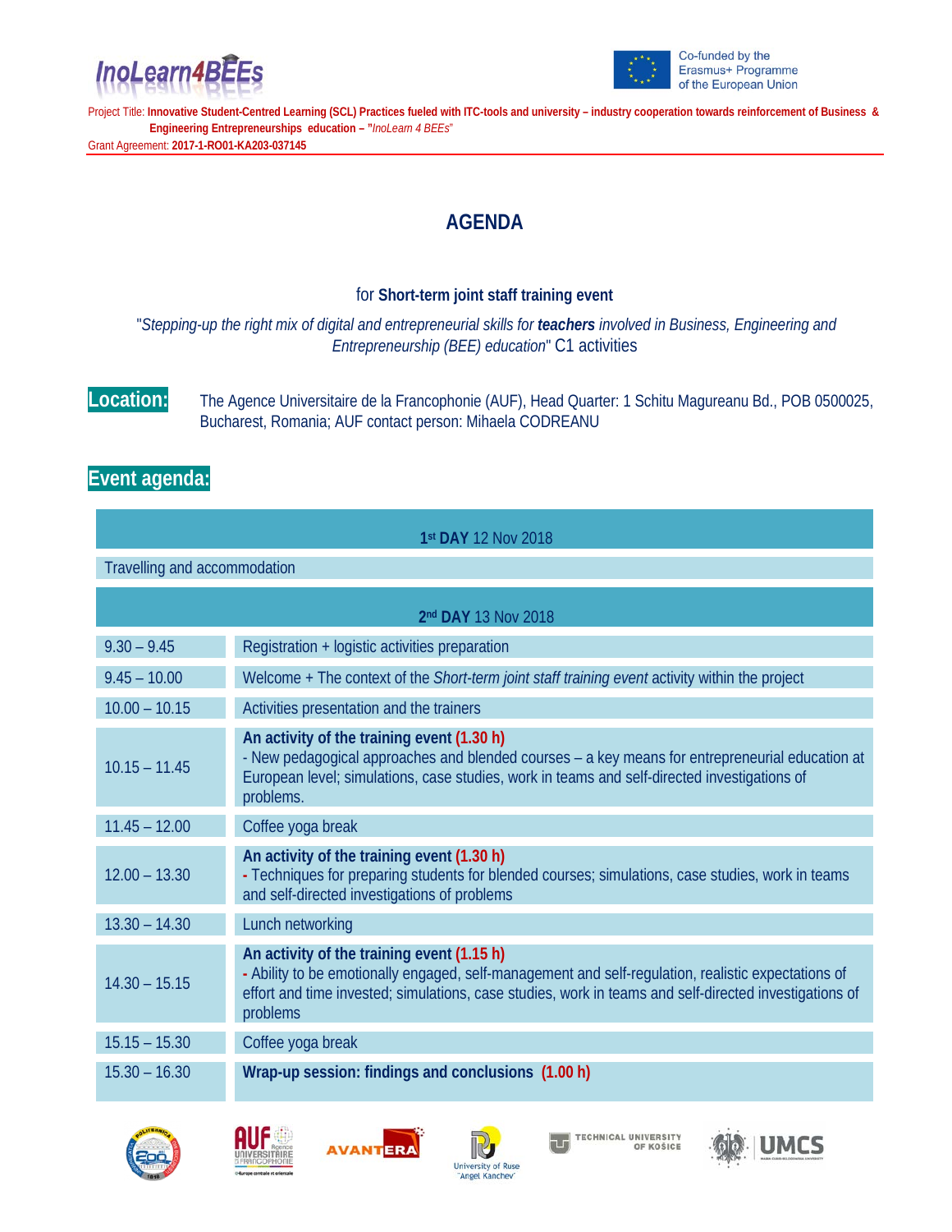InoLearn4BEEs

Co-funded by the Erasmus+ Programme of the European Union

Project Title: **Innovative Student-Centred Learning (SCL) Practices fueled with ITC-tools and university – industry cooperation towards reinforcement of Business & Engineering Entrepreneurships education – "***InoLearn 4 BEEs*"

Grant Agreement: **2017-1-RO01-KA203-037145**

# AGENDA

for **Short-term joint staff training event**

"*Stepping-up the right mix of digital and entrepreneurial skills for* ***teachers*** *involved in Business, Engineering and Entrepreneurship (BEE) education*" C1 activities

**Location:** The Agence Universitaire de la Francophonie (AUF), Head Quarter: 1 Schitu Magureanu Bd., POB 0500025, Bucharest, Romania; AUF contact person: Mihaela CODREANU

## Event agenda:

| **1st DAY** 12 Nov 2018 | |
|---|---|
| Travelling and accommodation | |
| **2nd DAY** 13 Nov 2018 | |
| 9.30 – 9.45 | Registration + logistic activities preparation |
| 9.45 – 10.00 | Welcome + The context of the *Short-term joint staff training event* activity within the project |
| 10.00 – 10.15 | Activities presentation and the trainers |
| 10.15 – 11.45 | **An activity of the training event (1.30 h)**<br>- New pedagogical approaches and blended courses – a key means for entrepreneurial education at European level; simulations, case studies, work in teams and self-directed investigations of problems. |
| 11.45 – 12.00 | Coffee yoga break |
| 12.00 – 13.30 | **An activity of the training event (1.30 h)**<br>- Techniques for preparing students for blended courses; simulations, case studies, work in teams and self-directed investigations of problems |
| 13.30 – 14.30 | Lunch networking |
| 14.30 – 15.15 | **An activity of the training event (1.15 h)**<br>- Ability to be emotionally engaged, self-management and self-regulation, realistic expectations of effort and time invested; simulations, case studies, work in teams and self-directed investigations of problems |
| 15.15 – 15.30 | Coffee yoga break |
| 15.30 – 16.30 | **Wrap-up session: findings and conclusions (1.00 h)** |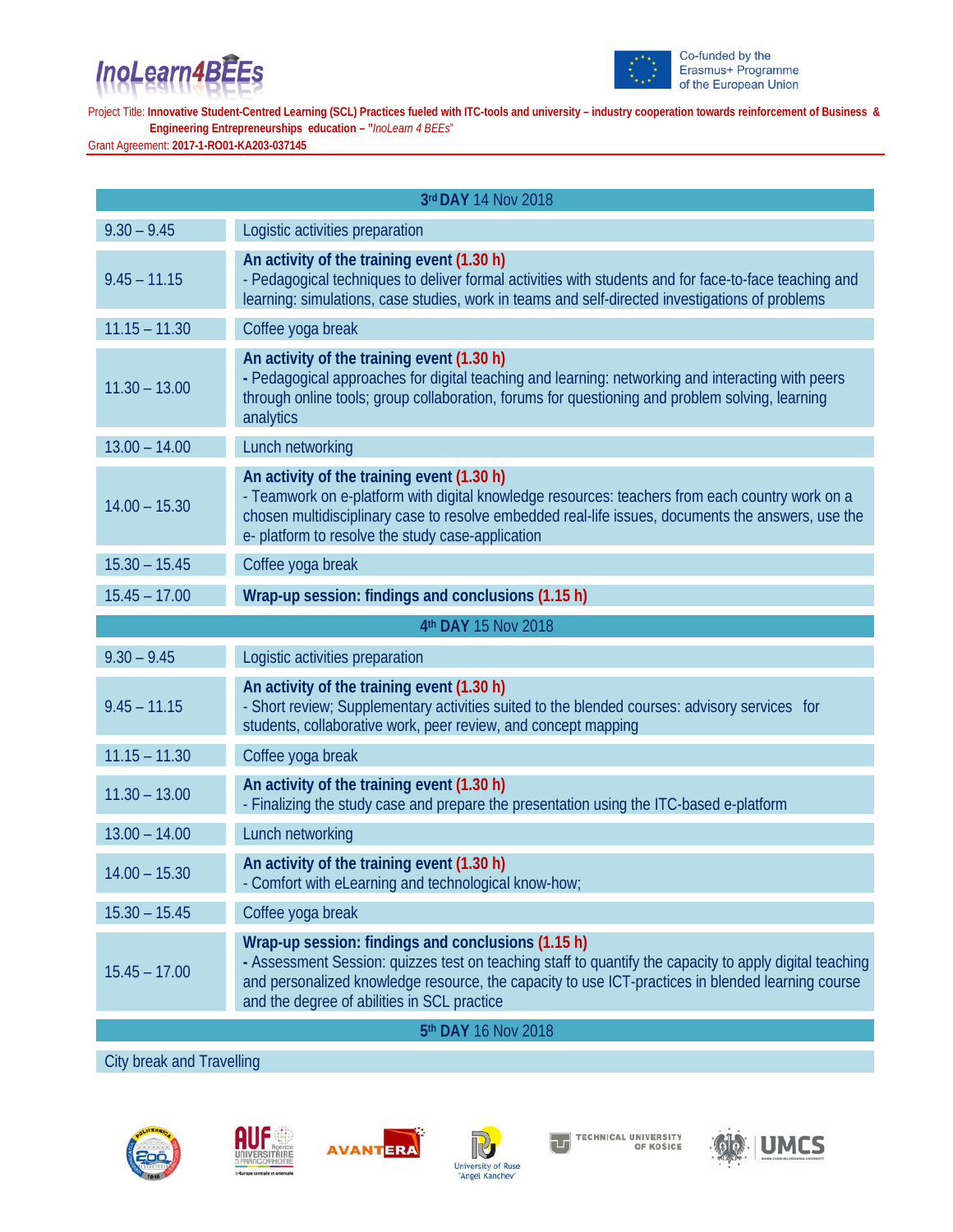Project Title: **Innovative Student-Centred Learning (SCL) Practices fueled with ITC-tools and university – industry cooperation towards reinforcement of Business & Engineering Entrepreneurships education – "*InoLearn 4 BEEs*"**

Grant Agreement: **2017-1-RO01-KA203-037145**

| | |
|---|---|
| **3rd DAY** 14 Nov 2018 | |
| 9.30 – 9.45 | Logistic activities preparation |
| 9.45 – 11.15 | **An activity of the training event (1.30 h)**<br>- Pedagogical techniques to deliver formal activities with students and for face-to-face teaching and learning: simulations, case studies, work in teams and self-directed investigations of problems |
| 11.15 – 11.30 | Coffee yoga break |
| 11.30 – 13.00 | **An activity of the training event (1.30 h)**<br>- Pedagogical approaches for digital teaching and learning: networking and interacting with peers through online tools; group collaboration, forums for questioning and problem solving, learning analytics |
| 13.00 – 14.00 | Lunch networking |
| 14.00 – 15.30 | **An activity of the training event (1.30 h)**<br>- Teamwork on e-platform with digital knowledge resources: teachers from each country work on a chosen multidisciplinary case to resolve embedded real-life issues, documents the answers, use the e- platform to resolve the study case-application |
| 15.30 – 15.45 | Coffee yoga break |
| 15.45 – 17.00 | **Wrap-up session: findings and conclusions (1.15 h)** |
| **4th DAY** 15 Nov 2018 | |
| 9.30 – 9.45 | Logistic activities preparation |
| 9.45 – 11.15 | **An activity of the training event (1.30 h)**<br>- Short review; Supplementary activities suited to the blended courses: advisory services for students, collaborative work, peer review, and concept mapping |
| 11.15 – 11.30 | Coffee yoga break |
| 11.30 – 13.00 | **An activity of the training event (1.30 h)**<br>- Finalizing the study case and prepare the presentation using the ITC-based e-platform |
| 13.00 – 14.00 | Lunch networking |
| 14.00 – 15.30 | **An activity of the training event (1.30 h)**<br>- Comfort with eLearning and technological know-how; |
| 15.30 – 15.45 | Coffee yoga break |
| 15.45 – 17.00 | **Wrap-up session: findings and conclusions (1.15 h)**<br>- Assessment Session: quizzes test on teaching staff to quantify the capacity to apply digital teaching and personalized knowledge resource, the capacity to use ICT-practices in blended learning course and the degree of abilities in SCL practice |
| **5th DAY** 16 Nov 2018 | |
| City break and Travelling | |